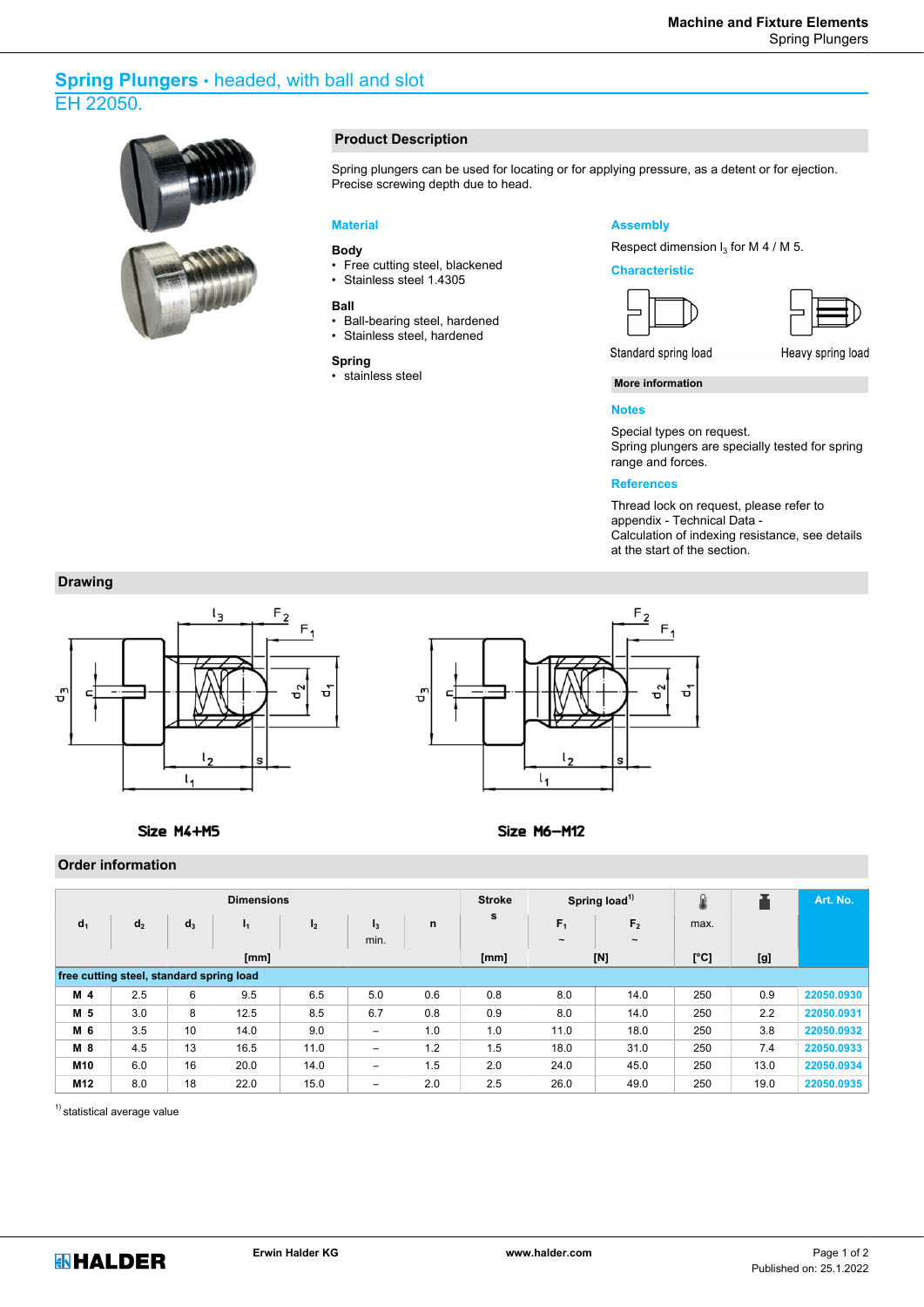# Spring Plungers • headed, with ball and slot

EH 22050.

## Product Description

Spring plungers can be used for locating or for applying pressure, as a detent or for ejection. Precise screwing depth due to head.

### Material

**Body**
- Free cutting steel, blackened
- Stainless steel 1.4305

**Ball**
- Ball-bearing steel, hardened
- Stainless steel, hardened

**Spring**
- stainless steel

### Assembly

Respect dimension $l_3$ for M 4 / M 5.

### Characteristic

Standard spring load

Heavy spring load

**More information**

### Notes

Special types on request.
Spring plungers are specially tested for spring range and forces.

### References

Thread lock on request, please refer to appendix - Technical Data -
Calculation of indexing resistance, see details at the start of the section.

## Drawing

Size M4+M5

Size M6–M12

## Order information

| Dimensions | | | | | | | Stroke | Spring load[1] | | | | Art. No. |
|---|---|---|---|---|---|---|---|---|---|---|---|---|
| $d_1$ | $d_2$ | $d_3$ | $l_1$ | $l_2$ | $l_3$ min. | n | s | $F_1$ ~ | $F_2$ ~ | max. | | |
| | | | [mm] | | | | [mm] | [N] | | [°C] | [g] | |
| **free cutting steel, standard spring load** | | | | | | | | | | | | |
| **M 4** | 2.5 | 6 | 9.5 | 6.5 | 5.0 | 0.6 | 0.8 | 8.0 | 14.0 | 250 | 0.9 | 22050.0930 |
| **M 5** | 3.0 | 8 | 12.5 | 8.5 | 6.7 | 0.8 | 0.9 | 8.0 | 14.0 | 250 | 2.2 | 22050.0931 |
| **M 6** | 3.5 | 10 | 14.0 | 9.0 | – | 1.0 | 1.0 | 11.0 | 18.0 | 250 | 3.8 | 22050.0932 |
| **M 8** | 4.5 | 13 | 16.5 | 11.0 | – | 1.2 | 1.5 | 18.0 | 31.0 | 250 | 7.4 | 22050.0933 |
| **M10** | 6.0 | 16 | 20.0 | 14.0 | – | 1.5 | 2.0 | 24.0 | 45.0 | 250 | 13.0 | 22050.0934 |
| **M12** | 8.0 | 18 | 22.0 | 15.0 | – | 2.0 | 2.5 | 26.0 | 49.0 | 250 | 19.0 | 22050.0935 |

[1] statistical average value

Erwin Halder KG

www.halder.com

Published on: 25.1.2022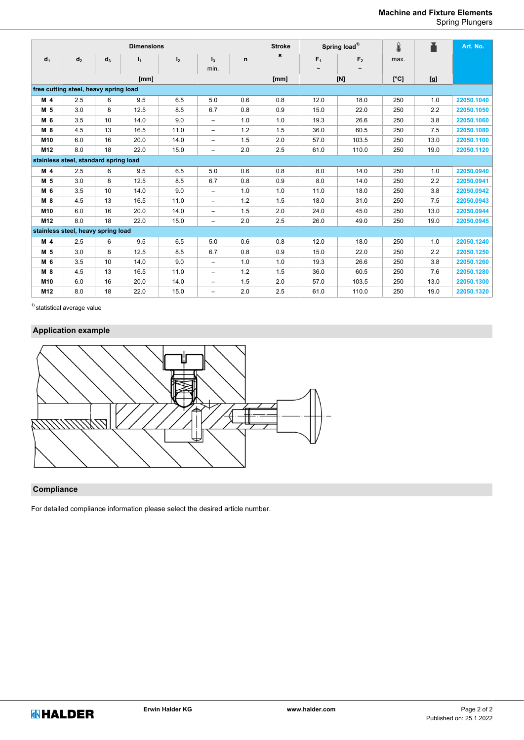| Dimensions | | | | | | | Stroke | Spring load[1)] | | | | Art. No. |
|---|---|---|---|---|---|---|---|---|---|---|---|---|
| $d_1$ | $d_2$ | $d_3$ | $l_1$ | $l_2$ | $l_3$ min. | n | s | $F_1$ ~ | $F_2$ ~ | max. | | |
| [mm] | | | | | | | [mm] | [N] | | [°C] | [g] | |
| **free cutting steel, heavy spring load** | | | | | | | | | | | | |
| **M 4** | 2.5 | 6 | 9.5 | 6.5 | 5.0 | 0.6 | 0.8 | 12.0 | 18.0 | 250 | 1.0 | 22050.1040 |
| **M 5** | 3.0 | 8 | 12.5 | 8.5 | 6.7 | 0.8 | 0.9 | 15.0 | 22.0 | 250 | 2.2 | 22050.1050 |
| **M 6** | 3.5 | 10 | 14.0 | 9.0 | – | 1.0 | 1.0 | 19.3 | 26.6 | 250 | 3.8 | 22050.1060 |
| **M 8** | 4.5 | 13 | 16.5 | 11.0 | – | 1.2 | 1.5 | 36.0 | 60.5 | 250 | 7.5 | 22050.1080 |
| **M10** | 6.0 | 16 | 20.0 | 14.0 | – | 1.5 | 2.0 | 57.0 | 103.5 | 250 | 13.0 | 22050.1100 |
| **M12** | 8.0 | 18 | 22.0 | 15.0 | – | 2.0 | 2.5 | 61.0 | 110.0 | 250 | 19.0 | 22050.1120 |
| **stainless steel, standard spring load** | | | | | | | | | | | | |
| **M 4** | 2.5 | 6 | 9.5 | 6.5 | 5.0 | 0.6 | 0.8 | 8.0 | 14.0 | 250 | 1.0 | 22050.0940 |
| **M 5** | 3.0 | 8 | 12.5 | 8.5 | 6.7 | 0.8 | 0.9 | 8.0 | 14.0 | 250 | 2.2 | 22050.0941 |
| **M 6** | 3.5 | 10 | 14.0 | 9.0 | – | 1.0 | 1.0 | 11.0 | 18.0 | 250 | 3.8 | 22050.0942 |
| **M 8** | 4.5 | 13 | 16.5 | 11.0 | – | 1.2 | 1.5 | 18.0 | 31.0 | 250 | 7.5 | 22050.0943 |
| **M10** | 6.0 | 16 | 20.0 | 14.0 | – | 1.5 | 2.0 | 24.0 | 45.0 | 250 | 13.0 | 22050.0944 |
| **M12** | 8.0 | 18 | 22.0 | 15.0 | – | 2.0 | 2.5 | 26.0 | 49.0 | 250 | 19.0 | 22050.0945 |
| **stainless steel, heavy spring load** | | | | | | | | | | | | |
| **M 4** | 2.5 | 6 | 9.5 | 6.5 | 5.0 | 0.6 | 0.8 | 12.0 | 18.0 | 250 | 1.0 | 22050.1240 |
| **M 5** | 3.0 | 8 | 12.5 | 8.5 | 6.7 | 0.8 | 0.9 | 15.0 | 22.0 | 250 | 2.2 | 22050.1250 |
| **M 6** | 3.5 | 10 | 14.0 | 9.0 | – | 1.0 | 1.0 | 19.3 | 26.6 | 250 | 3.8 | 22050.1260 |
| **M 8** | 4.5 | 13 | 16.5 | 11.0 | – | 1.2 | 1.5 | 36.0 | 60.5 | 250 | 7.6 | 22050.1280 |
| **M10** | 6.0 | 16 | 20.0 | 14.0 | – | 1.5 | 2.0 | 57.0 | 103.5 | 250 | 13.0 | 22050.1300 |
| **M12** | 8.0 | 18 | 22.0 | 15.0 | – | 2.0 | 2.5 | 61.0 | 110.0 | 250 | 19.0 | 22050.1320 |

[1)] statistical average value

## Application example

## Compliance

For detailed compliance information please select the desired article number.